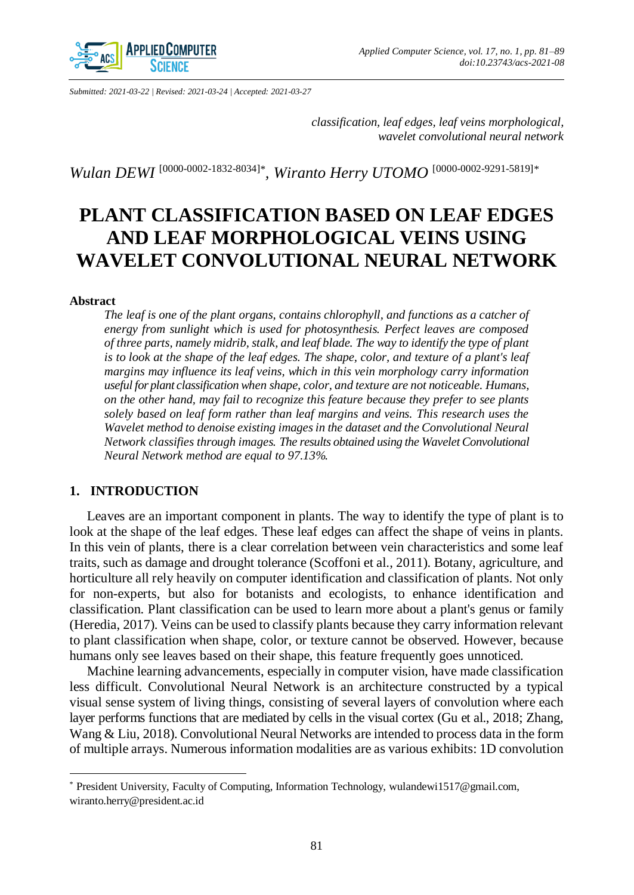*Submitted: 2021-03-22 | Revised: 2021-03-24 | Accepted: 2021-03-27*

*classification, leaf edges, leaf veins morphological, wavelet convolutional neural network*

*Wulan DEWI* [0000-0002-1832-8034]\*, *Wiranto Herry UTOMO* [0000-0002-9291-5819]\*

# PLANT CLASSIFICATION BASED ON LEAF EDGES AND LEAF MORPHOLOGICAL VEINS USING WAVELET CONVOLUTIONAL NEURAL NETWORK

### Abstract

*The leaf is one of the plant organs, contains chlorophyll, and functions as a catcher of energy from sunlight which is used for photosynthesis. Perfect leaves are composed of three parts, namely midrib, stalk, and leaf blade. The way to identify the type of plant is to look at the shape of the leaf edges. The shape, color, and texture of a plant's leaf margins may influence its leaf veins, which in this vein morphology carry information useful for plant classification when shape, color, and texture are not noticeable. Humans, on the other hand, may fail to recognize this feature because they prefer to see plants solely based on leaf form rather than leaf margins and veins. This research uses the Wavelet method to denoise existing images in the dataset and the Convolutional Neural Network classifies through images. The results obtained using the Wavelet Convolutional Neural Network method are equal to 97.13%.*

## 1. INTRODUCTION

Leaves are an important component in plants. The way to identify the type of plant is to look at the shape of the leaf edges. These leaf edges can affect the shape of veins in plants. In this vein of plants, there is a clear correlation between vein characteristics and some leaf traits, such as damage and drought tolerance (Scoffoni et al., 2011). Botany, agriculture, and horticulture all rely heavily on computer identification and classification of plants. Not only for non-experts, but also for botanists and ecologists, to enhance identification and classification. Plant classification can be used to learn more about a plant's genus or family (Heredia, 2017). Veins can be used to classify plants because they carry information relevant to plant classification when shape, color, or texture cannot be observed. However, because humans only see leaves based on their shape, this feature frequently goes unnoticed.

Machine learning advancements, especially in computer vision, have made classification less difficult. Convolutional Neural Network is an architecture constructed by a typical visual sense system of living things, consisting of several layers of convolution where each layer performs functions that are mediated by cells in the visual cortex (Gu et al., 2018; Zhang, Wang & Liu, 2018). Convolutional Neural Networks are intended to process data in the form of multiple arrays. Numerous information modalities are as various exhibits: 1D convolution

---

\* President University, Faculty of Computing, Information Technology, wulandewi1517@gmail.com, wiranto.herry@president.ac.id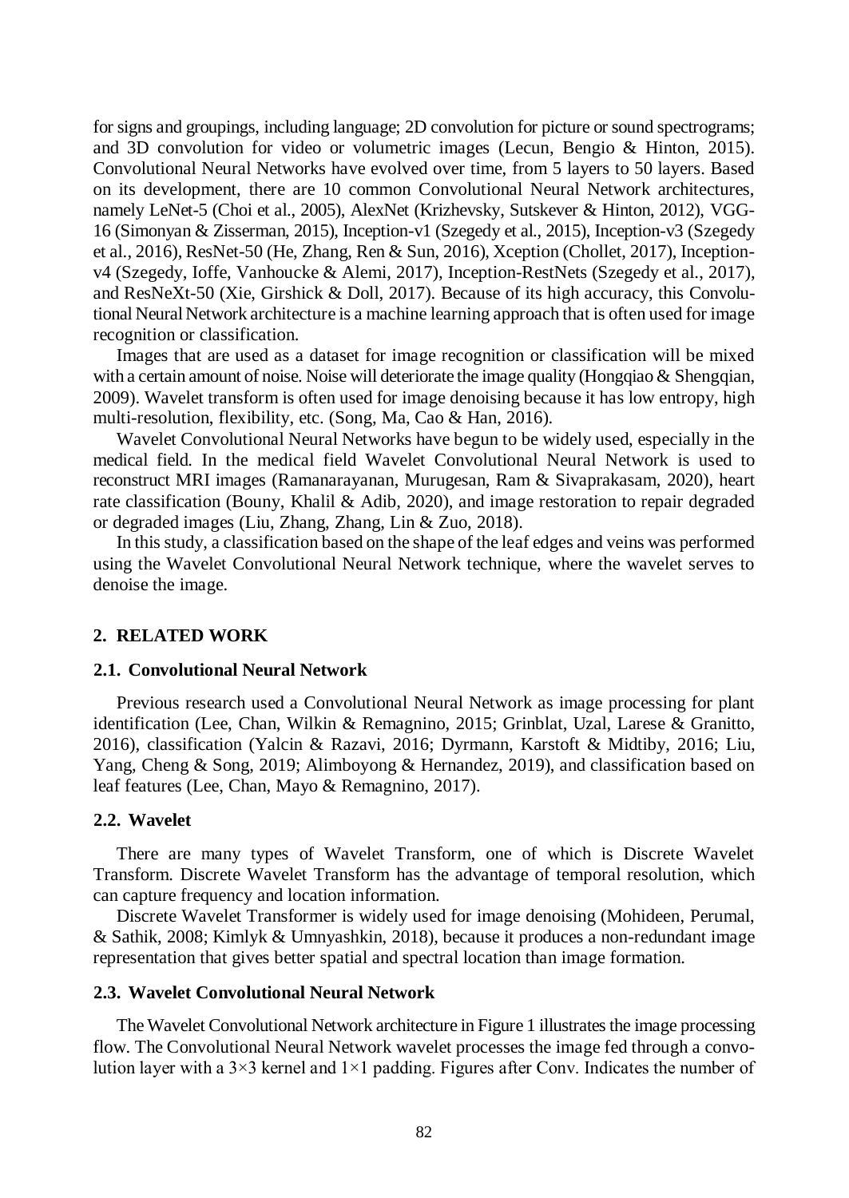for signs and groupings, including language; 2D convolution for picture or sound spectrograms; and 3D convolution for video or volumetric images (Lecun, Bengio & Hinton, 2015). Convolutional Neural Networks have evolved over time, from 5 layers to 50 layers. Based on its development, there are 10 common Convolutional Neural Network architectures, namely LeNet-5 (Choi et al., 2005), AlexNet (Krizhevsky, Sutskever & Hinton, 2012), VGG-16 (Simonyan & Zisserman, 2015), Inception-v1 (Szegedy et al., 2015), Inception-v3 (Szegedy et al., 2016), ResNet-50 (He, Zhang, Ren & Sun, 2016), Xception (Chollet, 2017), Inception-v4 (Szegedy, Ioffe, Vanhoucke & Alemi, 2017), Inception-RestNets (Szegedy et al., 2017), and ResNeXt-50 (Xie, Girshick & Doll, 2017). Because of its high accuracy, this Convolutional Neural Network architecture is a machine learning approach that is often used for image recognition or classification.

Images that are used as a dataset for image recognition or classification will be mixed with a certain amount of noise. Noise will deteriorate the image quality (Hongqiao & Shengqian, 2009). Wavelet transform is often used for image denoising because it has low entropy, high multi-resolution, flexibility, etc. (Song, Ma, Cao & Han, 2016).

Wavelet Convolutional Neural Networks have begun to be widely used, especially in the medical field. In the medical field Wavelet Convolutional Neural Network is used to reconstruct MRI images (Ramanarayanan, Murugesan, Ram & Sivaprakasam, 2020), heart rate classification (Bouny, Khalil & Adib, 2020), and image restoration to repair degraded or degraded images (Liu, Zhang, Zhang, Lin & Zuo, 2018).

In this study, a classification based on the shape of the leaf edges and veins was performed using the Wavelet Convolutional Neural Network technique, where the wavelet serves to denoise the image.

## 2. RELATED WORK

### 2.1. Convolutional Neural Network

Previous research used a Convolutional Neural Network as image processing for plant identification (Lee, Chan, Wilkin & Remagnino, 2015; Grinblat, Uzal, Larese & Granitto, 2016), classification (Yalcin & Razavi, 2016; Dyrmann, Karstoft & Midtiby, 2016; Liu, Yang, Cheng & Song, 2019; Alimboyong & Hernandez, 2019), and classification based on leaf features (Lee, Chan, Mayo & Remagnino, 2017).

### 2.2. Wavelet

There are many types of Wavelet Transform, one of which is Discrete Wavelet Transform. Discrete Wavelet Transform has the advantage of temporal resolution, which can capture frequency and location information.

Discrete Wavelet Transformer is widely used for image denoising (Mohideen, Perumal, & Sathik, 2008; Kimlyk & Umnyashkin, 2018), because it produces a non-redundant image representation that gives better spatial and spectral location than image formation.

### 2.3. Wavelet Convolutional Neural Network

The Wavelet Convolutional Network architecture in Figure 1 illustrates the image processing flow. The Convolutional Neural Network wavelet processes the image fed through a convolution layer with a 3×3 kernel and 1×1 padding. Figures after Conv. Indicates the number of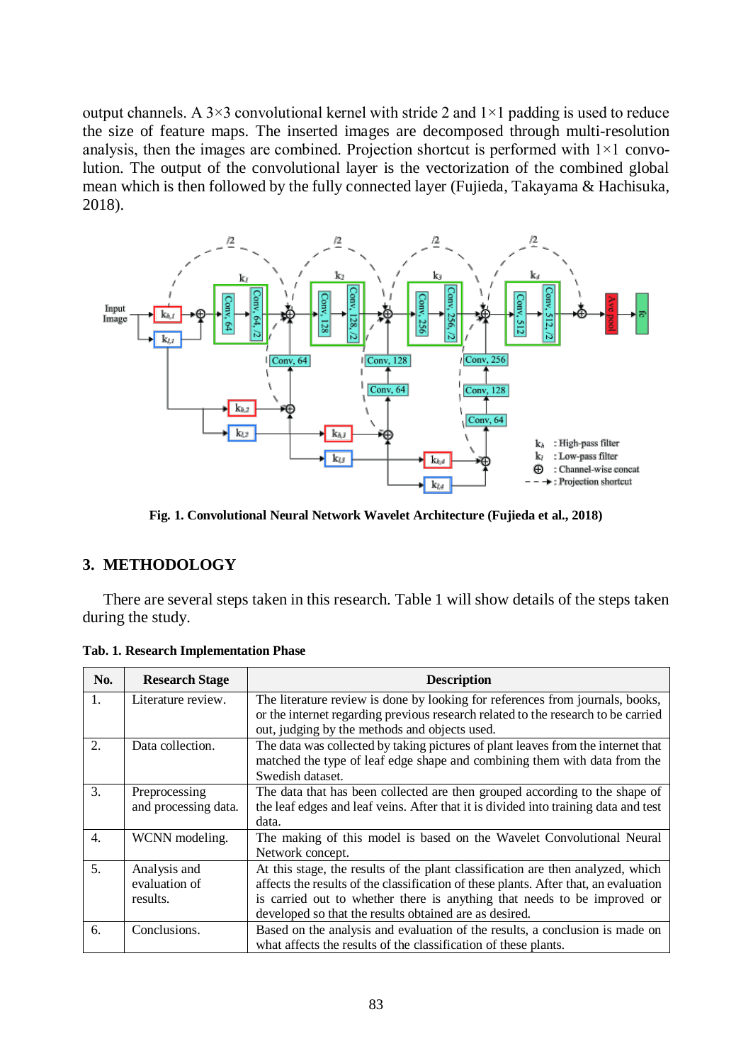output channels. A 3×3 convolutional kernel with stride 2 and 1×1 padding is used to reduce the size of feature maps. The inserted images are decomposed through multi-resolution analysis, then the images are combined. Projection shortcut is performed with 1×1 convolution. The output of the convolutional layer is the vectorization of the combined global mean which is then followed by the fully connected layer (Fujieda, Takayama & Hachisuka, 2018).

**Fig. 1. Convolutional Neural Network Wavelet Architecture (Fujieda et al., 2018)**

## 3. METHODOLOGY

There are several steps taken in this research. Table 1 will show details of the steps taken during the study.

**Tab. 1. Research Implementation Phase**

| No. | Research Stage | Description |
|---|---|---|
| 1. | Literature review. | The literature review is done by looking for references from journals, books, or the internet regarding previous research related to the research to be carried out, judging by the methods and objects used. |
| 2. | Data collection. | The data was collected by taking pictures of plant leaves from the internet that matched the type of leaf edge shape and combining them with data from the Swedish dataset. |
| 3. | Preprocessing and processing data. | The data that has been collected are then grouped according to the shape of the leaf edges and leaf veins. After that it is divided into training data and test data. |
| 4. | WCNN modeling. | The making of this model is based on the Wavelet Convolutional Neural Network concept. |
| 5. | Analysis and evaluation of results. | At this stage, the results of the plant classification are then analyzed, which affects the results of the classification of these plants. After that, an evaluation is carried out to whether there is anything that needs to be improved or developed so that the results obtained are as desired. |
| 6. | Conclusions. | Based on the analysis and evaluation of the results, a conclusion is made on what affects the results of the classification of these plants. |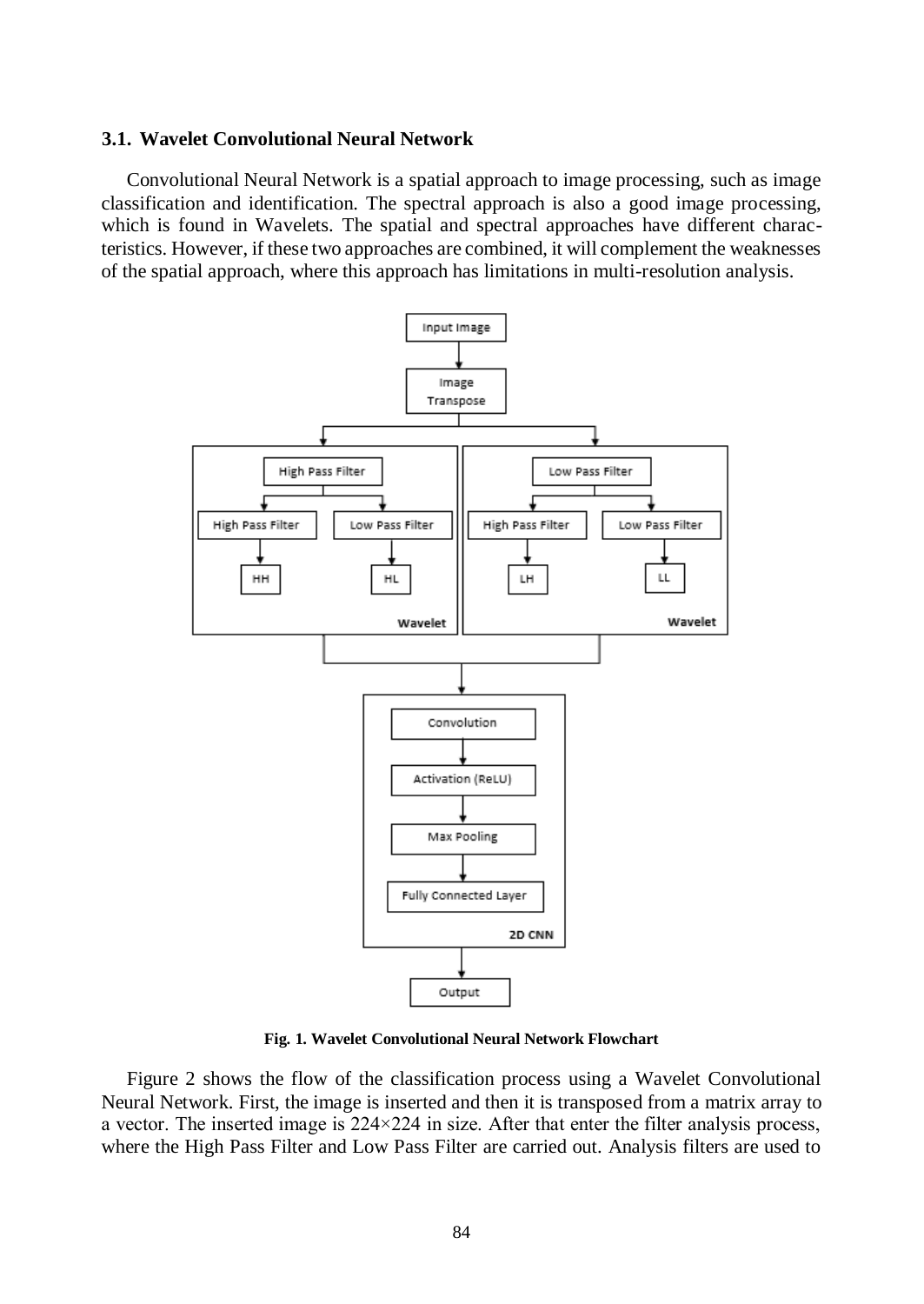### 3.1. Wavelet Convolutional Neural Network

Convolutional Neural Network is a spatial approach to image processing, such as image classification and identification. The spectral approach is also a good image processing, which is found in Wavelets. The spatial and spectral approaches have different characteristics. However, if these two approaches are combined, it will complement the weaknesses of the spatial approach, where this approach has limitations in multi-resolution analysis.

**Fig. 1. Wavelet Convolutional Neural Network Flowchart**

Figure 2 shows the flow of the classification process using a Wavelet Convolutional Neural Network. First, the image is inserted and then it is transposed from a matrix array to a vector. The inserted image is 224×224 in size. After that enter the filter analysis process, where the High Pass Filter and Low Pass Filter are carried out. Analysis filters are used to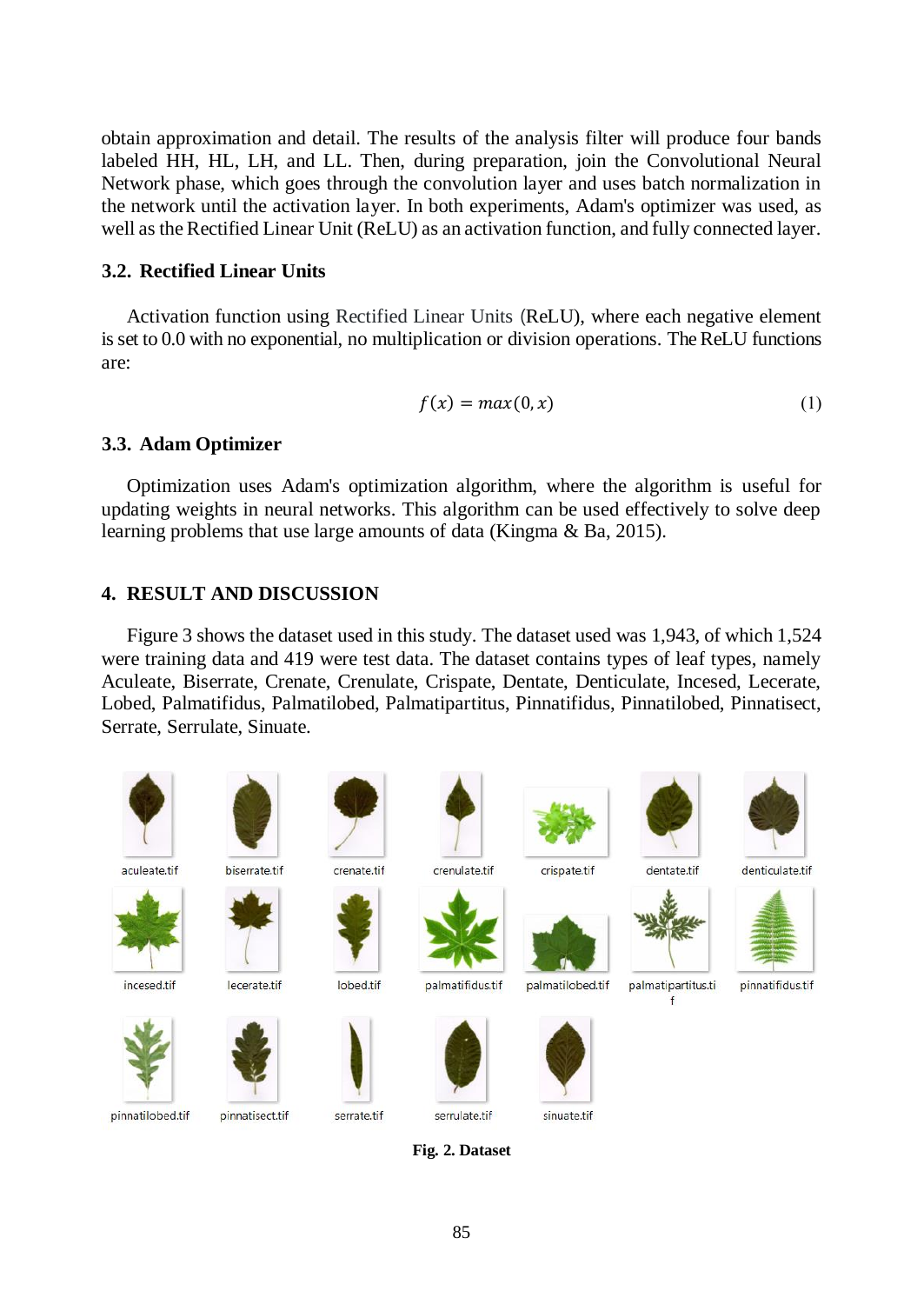obtain approximation and detail. The results of the analysis filter will produce four bands labeled HH, HL, LH, and LL. Then, during preparation, join the Convolutional Neural Network phase, which goes through the convolution layer and uses batch normalization in the network until the activation layer. In both experiments, Adam's optimizer was used, as well as the Rectified Linear Unit (ReLU) as an activation function, and fully connected layer.

### 3.2. Rectified Linear Units

Activation function using Rectified Linear Units (ReLU), where each negative element is set to 0.0 with no exponential, no multiplication or division operations. The ReLU functions are:

$$f(x) = max(0, x) \tag{1}$$

### 3.3. Adam Optimizer

Optimization uses Adam's optimization algorithm, where the algorithm is useful for updating weights in neural networks. This algorithm can be used effectively to solve deep learning problems that use large amounts of data (Kingma & Ba, 2015).

## 4. RESULT AND DISCUSSION

Figure 3 shows the dataset used in this study. The dataset used was 1,943, of which 1,524 were training data and 419 were test data. The dataset contains types of leaf types, namely Aculeate, Biserrate, Crenate, Crenulate, Crispate, Dentate, Denticulate, Incesed, Lecerate, Lobed, Palmatifidus, Palmatilobed, Palmatipartitus, Pinnatifidus, Pinnatilobed, Pinnatisect, Serrate, Serrulate, Sinuate.

aculeate.tif biserrate.tif crenate.tif crenulate.tif crispate.tif dentate.tif denticulate.tif incesed.tif lecerate.tif lobed.tif palmatifidus.tif palmatilobed.tif palmatipartitus.tif pinnatifidus.tif pinnatilobed.tif pinnatisect.tif serrate.tif serrulate.tif sinuate.tif

**Fig. 2. Dataset**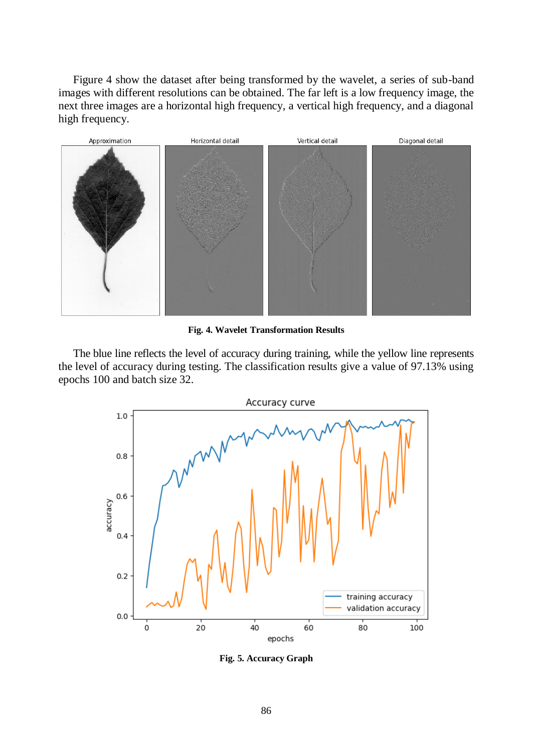Figure 4 show the dataset after being transformed by the wavelet, a series of sub-band images with different resolutions can be obtained. The far left is a low frequency image, the next three images are a horizontal high frequency, a vertical high frequency, and a diagonal high frequency.

**Fig. 4. Wavelet Transformation Results**

The blue line reflects the level of accuracy during training, while the yellow line represents the level of accuracy during testing. The classification results give a value of 97.13% using epochs 100 and batch size 32.

**Fig. 5. Accuracy Graph**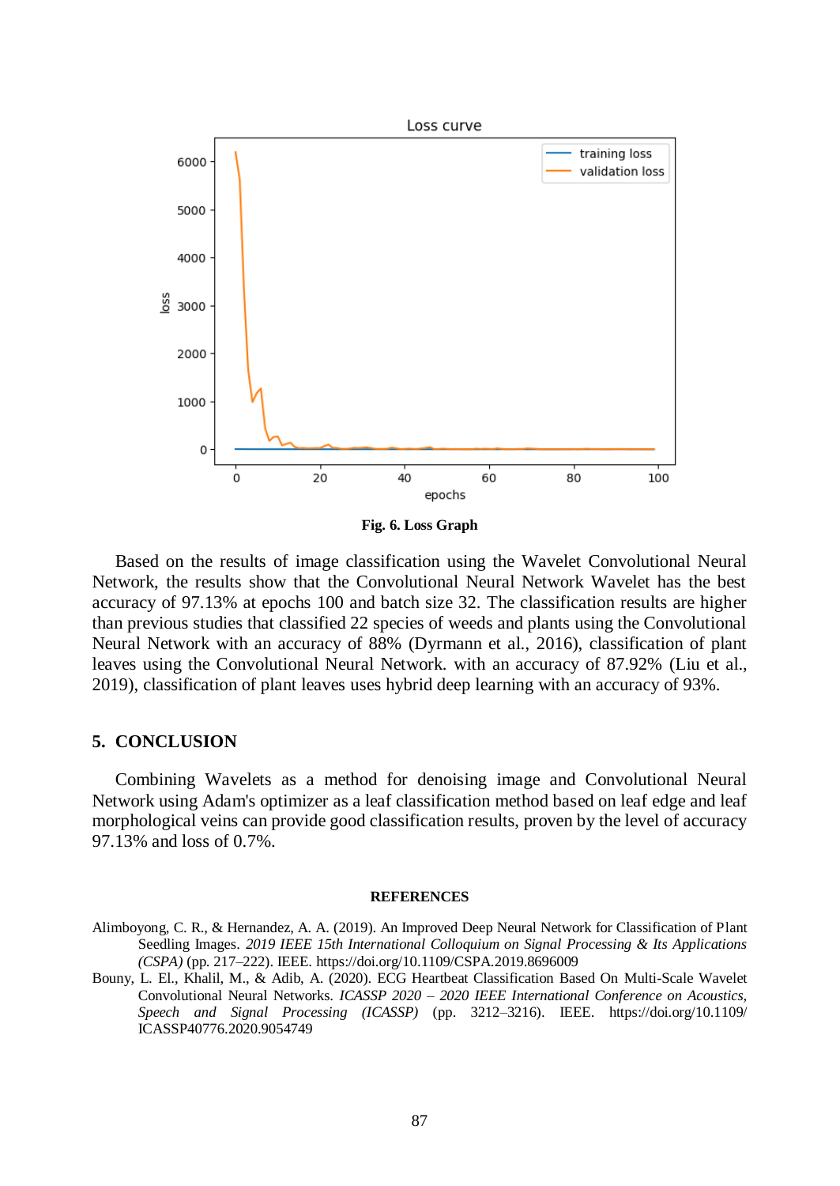Fig. 6. Loss Graph

Based on the results of image classification using the Wavelet Convolutional Neural Network, the results show that the Convolutional Neural Network Wavelet has the best accuracy of 97.13% at epochs 100 and batch size 32. The classification results are higher than previous studies that classified 22 species of weeds and plants using the Convolutional Neural Network with an accuracy of 88% (Dyrmann et al., 2016), classification of plant leaves using the Convolutional Neural Network. with an accuracy of 87.92% (Liu et al., 2019), classification of plant leaves uses hybrid deep learning with an accuracy of 93%.

## 5. CONCLUSION

Combining Wavelets as a method for denoising image and Convolutional Neural Network using Adam's optimizer as a leaf classification method based on leaf edge and leaf morphological veins can provide good classification results, proven by the level of accuracy 97.13% and loss of 0.7%.

## REFERENCES

Alimboyong, C. R., & Hernandez, A. A. (2019). An Improved Deep Neural Network for Classification of Plant Seedling Images. *2019 IEEE 15th International Colloquium on Signal Processing & Its Applications (CSPA)* (pp. 217–222). IEEE. https://doi.org/10.1109/CSPA.2019.8696009

Bouny, L. El., Khalil, M., & Adib, A. (2020). ECG Heartbeat Classification Based On Multi-Scale Wavelet Convolutional Neural Networks. *ICASSP 2020 – 2020 IEEE International Conference on Acoustics, Speech and Signal Processing (ICASSP)* (pp. 3212–3216). IEEE. https://doi.org/10.1109/ICASSP40776.2020.9054749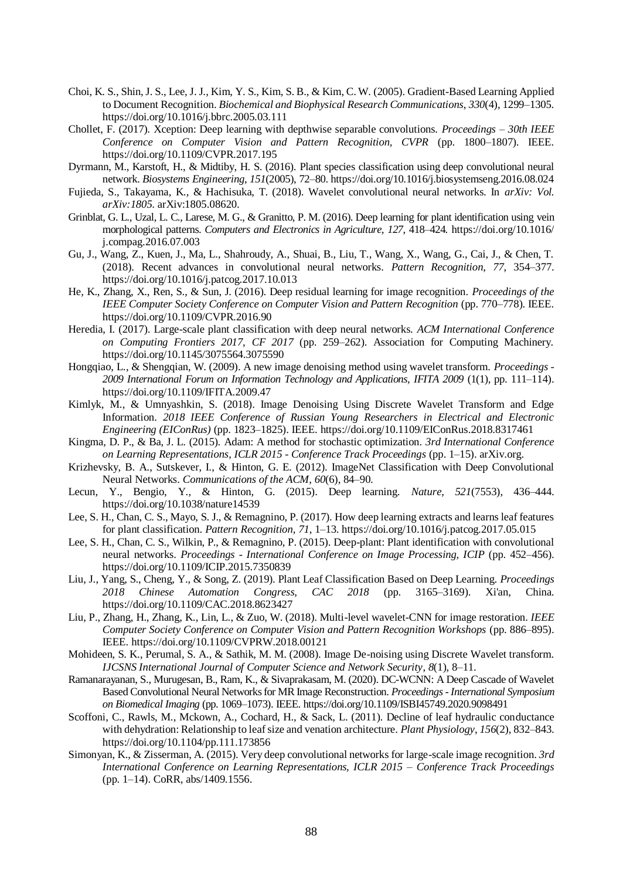Choi, K. S., Shin, J. S., Lee, J. J., Kim, Y. S., Kim, S. B., & Kim, C. W. (2005). Gradient-Based Learning Applied to Document Recognition. *Biochemical and Biophysical Research Communications*, *330*(4), 1299–1305. https://doi.org/10.1016/j.bbrc.2005.03.111

Chollet, F. (2017). Xception: Deep learning with depthwise separable convolutions. *Proceedings – 30th IEEE Conference on Computer Vision and Pattern Recognition, CVPR* (pp. 1800–1807). IEEE. https://doi.org/10.1109/CVPR.2017.195

Dyrmann, M., Karstoft, H., & Midtiby, H. S. (2016). Plant species classification using deep convolutional neural network. *Biosystems Engineering*, *151*(2005), 72–80. https://doi.org/10.1016/j.biosystemseng.2016.08.024

Fujieda, S., Takayama, K., & Hachisuka, T. (2018). Wavelet convolutional neural networks. In *arXiv: Vol. arXiv:1805*. arXiv:1805.08620.

Grinblat, G. L., Uzal, L. C., Larese, M. G., & Granitto, P. M. (2016). Deep learning for plant identification using vein morphological patterns. *Computers and Electronics in Agriculture*, *127*, 418–424. https://doi.org/10.1016/j.compag.2016.07.003

Gu, J., Wang, Z., Kuen, J., Ma, L., Shahroudy, A., Shuai, B., Liu, T., Wang, X., Wang, G., Cai, J., & Chen, T. (2018). Recent advances in convolutional neural networks. *Pattern Recognition*, *77*, 354–377. https://doi.org/10.1016/j.patcog.2017.10.013

He, K., Zhang, X., Ren, S., & Sun, J. (2016). Deep residual learning for image recognition. *Proceedings of the IEEE Computer Society Conference on Computer Vision and Pattern Recognition* (pp. 770–778). IEEE. https://doi.org/10.1109/CVPR.2016.90

Heredia, I. (2017). Large-scale plant classification with deep neural networks. *ACM International Conference on Computing Frontiers 2017, CF 2017* (pp. 259–262). Association for Computing Machinery. https://doi.org/10.1145/3075564.3075590

Hongqiao, L., & Shengqian, W. (2009). A new image denoising method using wavelet transform. *Proceedings - 2009 International Forum on Information Technology and Applications, IFITA 2009* (1(1), pp. 111–114). https://doi.org/10.1109/IFITA.2009.47

Kimlyk, M., & Umnyashkin, S. (2018). Image Denoising Using Discrete Wavelet Transform and Edge Information. *2018 IEEE Conference of Russian Young Researchers in Electrical and Electronic Engineering (EIConRus)* (pp. 1823–1825). IEEE. https://doi.org/10.1109/EIConRus.2018.8317461

Kingma, D. P., & Ba, J. L. (2015). Adam: A method for stochastic optimization. *3rd International Conference on Learning Representations, ICLR 2015 - Conference Track Proceedings* (pp. 1–15). arXiv.org.

Krizhevsky, B. A., Sutskever, I., & Hinton, G. E. (2012). ImageNet Classification with Deep Convolutional Neural Networks. *Communications of the ACM*, *60*(6), 84–90.

Lecun, Y., Bengio, Y., & Hinton, G. (2015). Deep learning. *Nature*, *521*(7553), 436–444. https://doi.org/10.1038/nature14539

Lee, S. H., Chan, C. S., Mayo, S. J., & Remagnino, P. (2017). How deep learning extracts and learns leaf features for plant classification. *Pattern Recognition*, *71*, 1–13. https://doi.org/10.1016/j.patcog.2017.05.015

Lee, S. H., Chan, C. S., Wilkin, P., & Remagnino, P. (2015). Deep-plant: Plant identification with convolutional neural networks. *Proceedings - International Conference on Image Processing, ICIP* (pp. 452–456). https://doi.org/10.1109/ICIP.2015.7350839

Liu, J., Yang, S., Cheng, Y., & Song, Z. (2019). Plant Leaf Classification Based on Deep Learning. *Proceedings 2018 Chinese Automation Congress, CAC 2018* (pp. 3165–3169). Xi'an, China. https://doi.org/10.1109/CAC.2018.8623427

Liu, P., Zhang, H., Zhang, K., Lin, L., & Zuo, W. (2018). Multi-level wavelet-CNN for image restoration. *IEEE Computer Society Conference on Computer Vision and Pattern Recognition Workshops* (pp. 886–895). IEEE. https://doi.org/10.1109/CVPRW.2018.00121

Mohideen, S. K., Perumal, S. A., & Sathik, M. M. (2008). Image De-noising using Discrete Wavelet transform. *IJCSNS International Journal of Computer Science and Network Security*, *8*(1), 8–11.

Ramanarayanan, S., Murugesan, B., Ram, K., & Sivaprakasam, M. (2020). DC-WCNN: A Deep Cascade of Wavelet Based Convolutional Neural Networks for MR Image Reconstruction. *Proceedings - International Symposium on Biomedical Imaging* (pp. 1069–1073). IEEE. https://doi.org/10.1109/ISBI45749.2020.9098491

Scoffoni, C., Rawls, M., Mckown, A., Cochard, H., & Sack, L. (2011). Decline of leaf hydraulic conductance with dehydration: Relationship to leaf size and venation architecture. *Plant Physiology*, *156*(2), 832–843. https://doi.org/10.1104/pp.111.173856

Simonyan, K., & Zisserman, A. (2015). Very deep convolutional networks for large-scale image recognition. *3rd International Conference on Learning Representations, ICLR 2015 – Conference Track Proceedings* (pp. 1–14). CoRR, abs/1409.1556.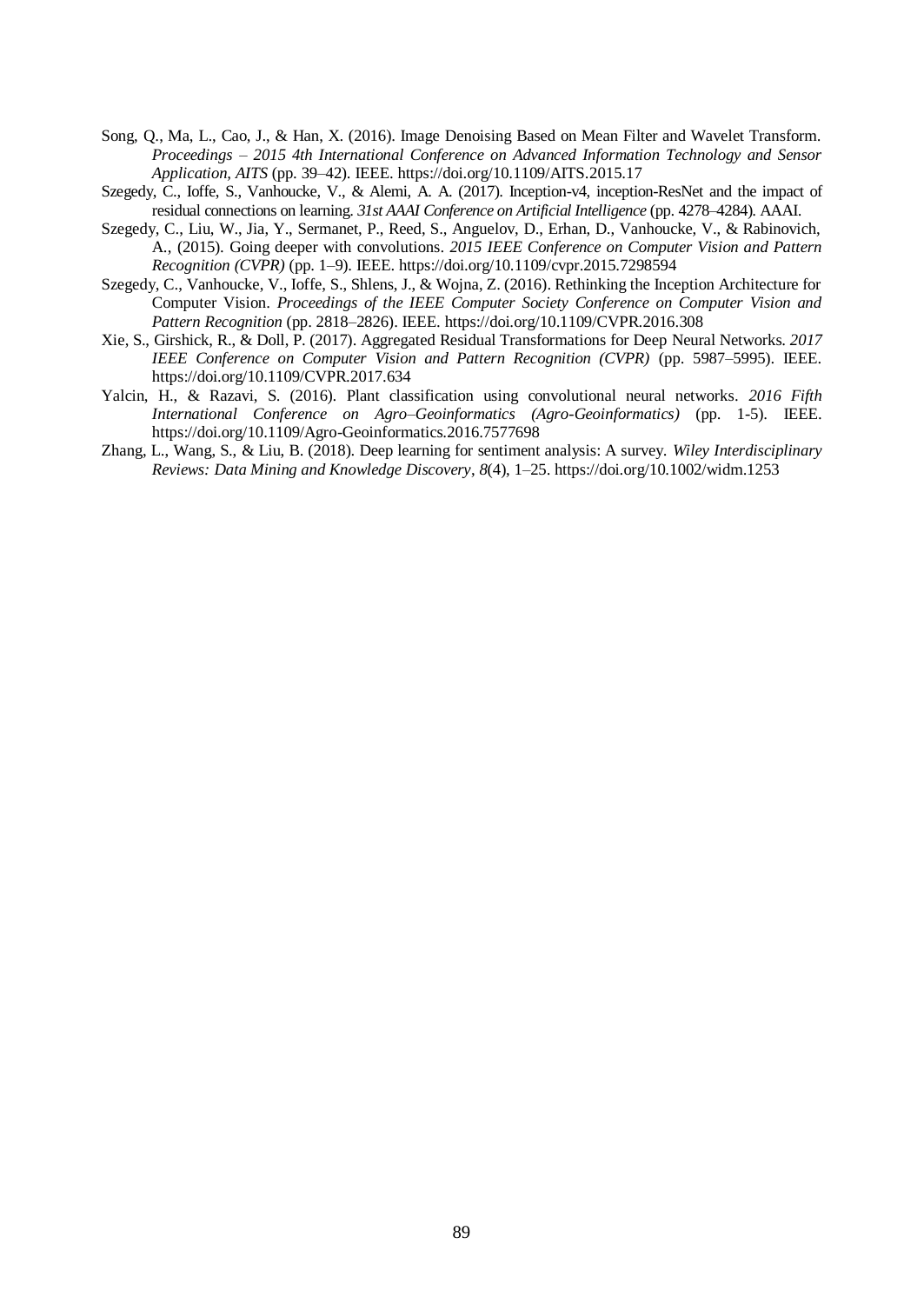Song, Q., Ma, L., Cao, J., & Han, X. (2016). Image Denoising Based on Mean Filter and Wavelet Transform. *Proceedings – 2015 4th International Conference on Advanced Information Technology and Sensor Application, AITS* (pp. 39–42). IEEE. https://doi.org/10.1109/AITS.2015.17

Szegedy, C., Ioffe, S., Vanhoucke, V., & Alemi, A. A. (2017). Inception-v4, inception-ResNet and the impact of residual connections on learning. *31st AAAI Conference on Artificial Intelligence* (pp. 4278–4284). AAAI.

Szegedy, C., Liu, W., Jia, Y., Sermanet, P., Reed, S., Anguelov, D., Erhan, D., Vanhoucke, V., & Rabinovich, A., (2015). Going deeper with convolutions. *2015 IEEE Conference on Computer Vision and Pattern Recognition (CVPR)* (pp. 1–9). IEEE. https://doi.org/10.1109/cvpr.2015.7298594

Szegedy, C., Vanhoucke, V., Ioffe, S., Shlens, J., & Wojna, Z. (2016). Rethinking the Inception Architecture for Computer Vision. *Proceedings of the IEEE Computer Society Conference on Computer Vision and Pattern Recognition* (pp. 2818–2826). IEEE. https://doi.org/10.1109/CVPR.2016.308

Xie, S., Girshick, R., & Doll, P. (2017). Aggregated Residual Transformations for Deep Neural Networks. *2017 IEEE Conference on Computer Vision and Pattern Recognition (CVPR)* (pp. 5987–5995). IEEE. https://doi.org/10.1109/CVPR.2017.634

Yalcin, H., & Razavi, S. (2016). Plant classification using convolutional neural networks. *2016 Fifth International Conference on Agro–Geoinformatics (Agro-Geoinformatics)* (pp. 1-5). IEEE. https://doi.org/10.1109/Agro-Geoinformatics.2016.7577698

Zhang, L., Wang, S., & Liu, B. (2018). Deep learning for sentiment analysis: A survey. *Wiley Interdisciplinary Reviews: Data Mining and Knowledge Discovery*, *8*(4), 1–25. https://doi.org/10.1002/widm.1253